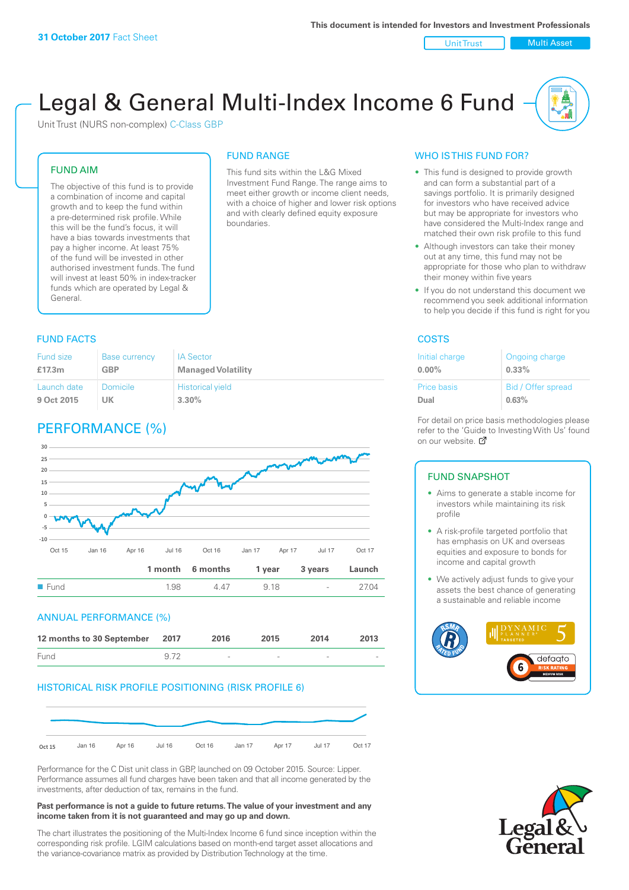**31 October 2017** Fact Sheet

This document is intended for Investors and Investment Professionals

Unit Trust | Multi Asset

# Legal & General Multi-Index Income 6 Fund

Unit Trust (NURS non-complex) C-Class GBP

## FUND AIM

The objective of this fund is to provide a combination of income and capital growth and to keep the fund within a pre-determined risk profile. While this will be the fund's focus, it will have a bias towards investments that pay a higher income. At least 75% of the fund will be invested in other authorised investment funds. The fund will invest at least 50% in index-tracker funds which are operated by Legal & General.

## FUND RANGE

This fund sits within the L&G Mixed Investment Fund Range. The range aims to meet either growth or income client needs, with a choice of higher and lower risk options and with clearly defined equity exposure boundaries.

## WHO IS THIS FUND FOR?

- This fund is designed to provide growth and can form a substantial part of a savings portfolio. It is primarily designed for investors who have received advice but may be appropriate for investors who have considered the Multi-Index range and matched their own risk profile to this fund
- Although investors can take their money out at any time, this fund may not be appropriate for those who plan to withdraw their money within five years
- If you do not understand this document we recommend you seek additional information to help you decide if this fund is right for you

## FUND FACTS

| Fund size | Base currency | IA Sector |
|---|---|---|
| £17.3m | GBP | Managed Volatility |
| **Launch date** | **Domicile** | **Historical yield** |
| 9 Oct 2015 | UK | 3.30% |

## COSTS

| Initial charge | Ongoing charge |
|---|---|
| 0.00% | 0.33% |
| **Price basis** | **Bid / Offer spread** |
| Dual | 0.63% |

For detail on price basis methodologies please refer to the 'Guide to Investing With Us' found on our website.

## PERFORMANCE (%)

| | 1 month | 6 months | 1 year | 3 years | Launch |
|---|---|---|---|---|---|
| Fund | 1.98 | 4.47 | 9.18 | - | 27.04 |

## ANNUAL PERFORMANCE (%)

| 12 months to 30 September | 2017 | 2016 | 2015 | 2014 | 2013 |
|---|---|---|---|---|---|
| Fund | 9.72 | - | - | - | - |

## FUND SNAPSHOT

- Aims to generate a stable income for investors while maintaining its risk profile
- A risk-profile targeted portfolio that has emphasis on UK and overseas equities and exposure to bonds for income and capital growth
- We actively adjust funds to give your assets the best chance of generating a sustainable and reliable income

## HISTORICAL RISK PROFILE POSITIONING (RISK PROFILE 6)

Performance for the C Dist unit class in GBP, launched on 09 October 2015. Source: Lipper. Performance assumes all fund charges have been taken and that all income generated by the investments, after deduction of tax, remains in the fund.

**Past performance is not a guide to future returns. The value of your investment and any income taken from it is not guaranteed and may go up and down.**

The chart illustrates the positioning of the Multi-Index Income 6 fund since inception within the corresponding risk profile. LGIM calculations based on month-end target asset allocations and the variance-covariance matrix as provided by Distribution Technology at the time.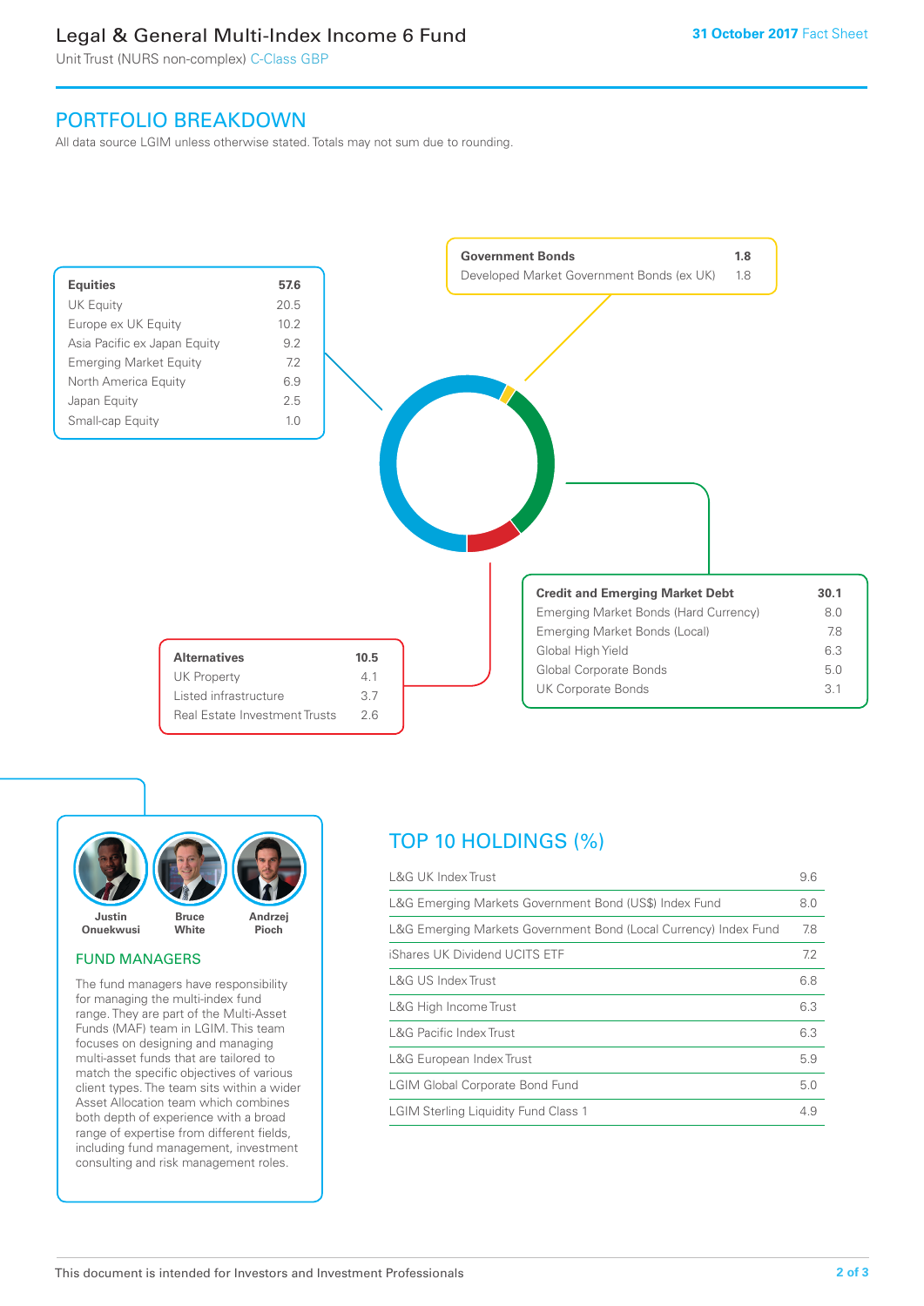# Legal & General Multi-Index Income 6 Fund

Unit Trust (NURS non-complex) C-Class GBP

**31 October 2017** Fact Sheet

## PORTFOLIO BREAKDOWN

All data source LGIM unless otherwise stated. Totals may not sum due to rounding.

| Equities | 57.6 |
|---|---|
| UK Equity | 20.5 |
| Europe ex UK Equity | 10.2 |
| Asia Pacific ex Japan Equity | 9.2 |
| Emerging Market Equity | 7.2 |
| North America Equity | 6.9 |
| Japan Equity | 2.5 |
| Small-cap Equity | 1.0 |

| Government Bonds | 1.8 |
|---|---|
| Developed Market Government Bonds (ex UK) | 1.8 |

| Credit and Emerging Market Debt | 30.1 |
|---|---|
| Emerging Market Bonds (Hard Currency) | 8.0 |
| Emerging Market Bonds (Local) | 7.8 |
| Global High Yield | 6.3 |
| Global Corporate Bonds | 5.0 |
| UK Corporate Bonds | 3.1 |

| Alternatives | 10.5 |
|---|---|
| UK Property | 4.1 |
| Listed infrastructure | 3.7 |
| Real Estate Investment Trusts | 2.6 |

Justin Onuekwusi, Bruce White, Andrzej Pioch

### FUND MANAGERS

The fund managers have responsibility for managing the multi-index fund range. They are part of the Multi-Asset Funds (MAF) team in LGIM. This team focuses on designing and managing multi-asset funds that are tailored to match the specific objectives of various client types. The team sits within a wider Asset Allocation team which combines both depth of experience with a broad range of expertise from different fields, including fund management, investment consulting and risk management roles.

## TOP 10 HOLDINGS (%)

| Holding | % |
|---|---|
| L&G UK Index Trust | 9.6 |
| L&G Emerging Markets Government Bond (US$) Index Fund | 8.0 |
| L&G Emerging Markets Government Bond (Local Currency) Index Fund | 7.8 |
| iShares UK Dividend UCITS ETF | 7.2 |
| L&G US Index Trust | 6.8 |
| L&G High Income Trust | 6.3 |
| L&G Pacific Index Trust | 6.3 |
| L&G European Index Trust | 5.9 |
| LGIM Global Corporate Bond Fund | 5.0 |
| LGIM Sterling Liquidity Fund Class 1 | 4.9 |

This document is intended for Investors and Investment Professionals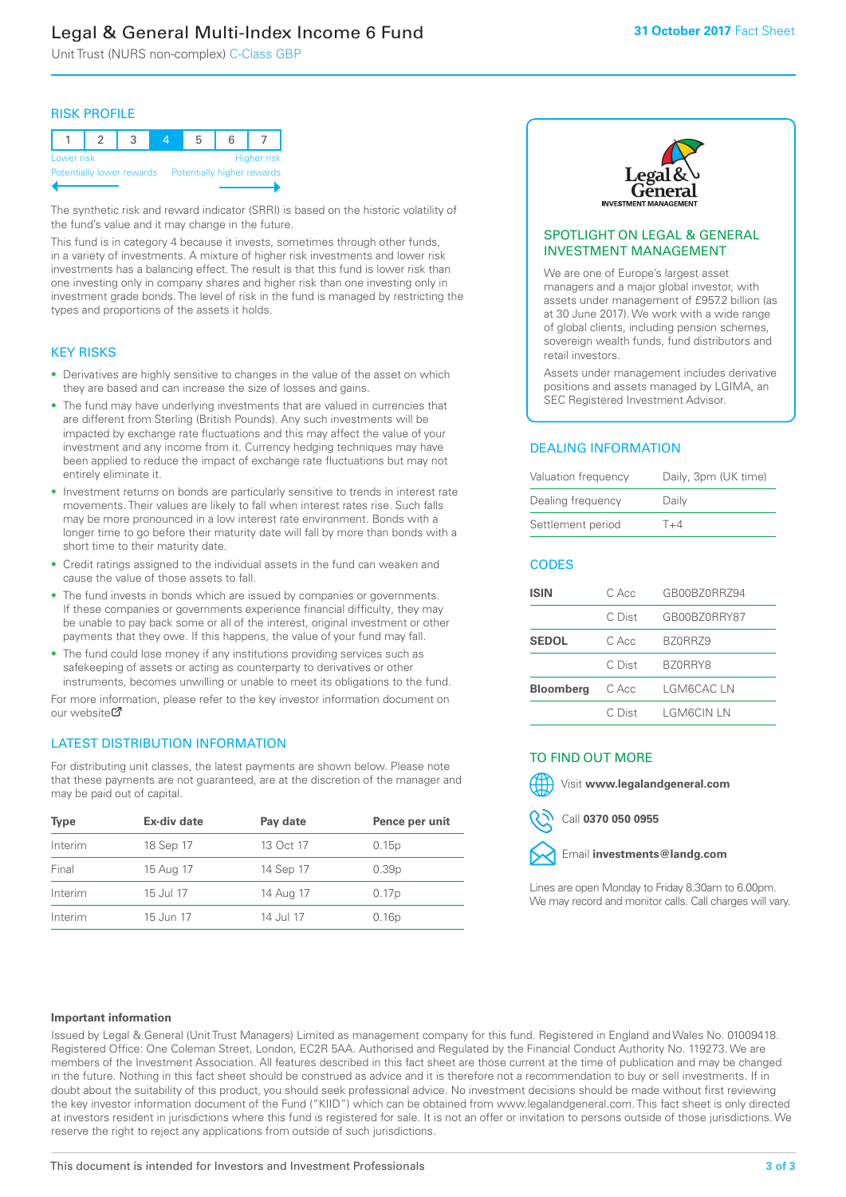# Legal & General Multi-Index Income 6 Fund

Unit Trust (NURS non-complex) C-Class GBP

**31 October 2017** Fact Sheet

## RISK PROFILE

| 1 | 2 | 3 | 4 | 5 | 6 | 7 |
|---|---|---|---|---|---|---|

Lower risk — Higher risk

Potentially lower rewards — Potentially higher rewards

The synthetic risk and reward indicator (SRRI) is based on the historic volatility of the fund's value and it may change in the future.

This fund is in category 4 because it invests, sometimes through other funds, in a variety of investments. A mixture of higher risk investments and lower risk investments has a balancing effect. The result is that this fund is lower risk than one investing only in company shares and higher risk than one investing only in investment grade bonds. The level of risk in the fund is managed by restricting the types and proportions of the assets it holds.

## KEY RISKS

- Derivatives are highly sensitive to changes in the value of the asset on which they are based and can increase the size of losses and gains.
- The fund may have underlying investments that are valued in currencies that are different from Sterling (British Pounds). Any such investments will be impacted by exchange rate fluctuations and this may affect the value of your investment and any income from it. Currency hedging techniques may have been applied to reduce the impact of exchange rate fluctuations but may not entirely eliminate it.
- Investment returns on bonds are particularly sensitive to trends in interest rate movements. Their values are likely to fall when interest rates rise. Such falls may be more pronounced in a low interest rate environment. Bonds with a longer time to go before their maturity date will fall by more than bonds with a short time to their maturity date.
- Credit ratings assigned to the individual assets in the fund can weaken and cause the value of those assets to fall.
- The fund invests in bonds which are issued by companies or governments. If these companies or governments experience financial difficulty, they may be unable to pay back some or all of the interest, original investment or other payments that they owe. If this happens, the value of your fund may fall.
- The fund could lose money if any institutions providing services such as safekeeping of assets or acting as counterparty to derivatives or other instruments, becomes unwilling or unable to meet its obligations to the fund.

For more information, please refer to the key investor information document on our website

## LATEST DISTRIBUTION INFORMATION

For distributing unit classes, the latest payments are shown below. Please note that these payments are not guaranteed, are at the discretion of the manager and may be paid out of capital.

| Type | Ex-div date | Pay date | Pence per unit |
|---|---|---|---|
| Interim | 18 Sep 17 | 13 Oct 17 | 0.15p |
| Final | 15 Aug 17 | 14 Sep 17 | 0.39p |
| Interim | 15 Jul 17 | 14 Aug 17 | 0.17p |
| Interim | 15 Jun 17 | 14 Jul 17 | 0.16p |

## SPOTLIGHT ON LEGAL & GENERAL INVESTMENT MANAGEMENT

We are one of Europe's largest asset managers and a major global investor, with assets under management of £957.2 billion (as at 30 June 2017). We work with a wide range of global clients, including pension schemes, sovereign wealth funds, fund distributors and retail investors.

Assets under management includes derivative positions and assets managed by LGIMA, an SEC Registered Investment Advisor.

## DEALING INFORMATION

| | |
|---|---|
| Valuation frequency | Daily, 3pm (UK time) |
| Dealing frequency | Daily |
| Settlement period | T+4 |

## CODES

| | | |
|---|---|---|
| **ISIN** | C Acc | GB00BZ0RRZ94 |
| | C Dist | GB00BZ0RRY87 |
| **SEDOL** | C Acc | BZ0RRZ9 |
| | C Dist | BZ0RRY8 |
| **Bloomberg** | C Acc | LGM6CAC LN |
| | C Dist | LGM6CIN LN |

## TO FIND OUT MORE

Visit **www.legalandgeneral.com**

Call **0370 050 0955**

Email **investments@landg.com**

Lines are open Monday to Friday 8.30am to 6.00pm. We may record and monitor calls. Call charges will vary.

**Important information**

Issued by Legal & General (Unit Trust Managers) Limited as management company for this fund. Registered in England and Wales No. 01009418. Registered Office: One Coleman Street, London, EC2R 5AA. Authorised and Regulated by the Financial Conduct Authority No. 119273. We are members of the Investment Association. All features described in this fact sheet are those current at the time of publication and may be changed in the future. Nothing in this fact sheet should be construed as advice and it is therefore not a recommendation to buy or sell investments. If in doubt about the suitability of this product, you should seek professional advice. No investment decisions should be made without first reviewing the key investor information document of the Fund ("KIID") which can be obtained from www.legalandgeneral.com. This fact sheet is only directed at investors resident in jurisdictions where this fund is registered for sale. It is not an offer or invitation to persons outside of those jurisdictions. We reserve the right to reject any applications from outside of such jurisdictions.

This document is intended for Investors and Investment Professionals